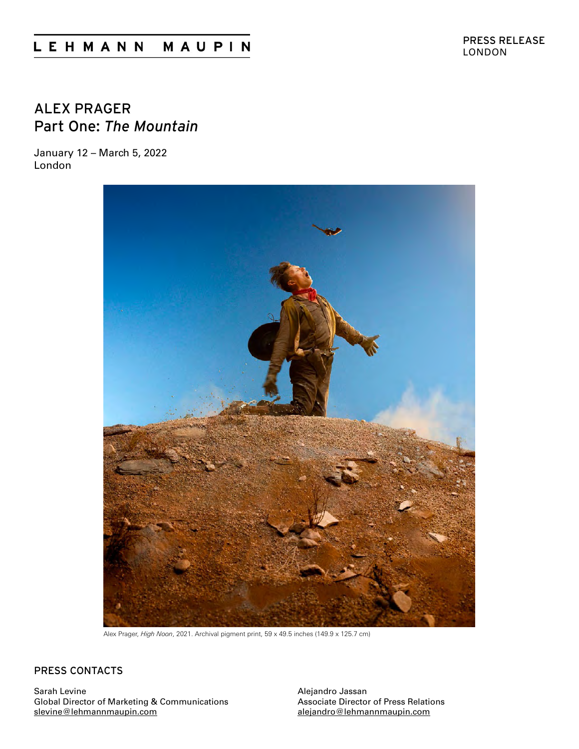LEHMANN MAUPIN

PRESS RELEASE
LONDON

# ALEX PRAGER
## Part One: *The Mountain*

January 12 – March 5, 2022
London

Alex Prager, *High Noon*, 2021. Archival pigment print, 59 x 49.5 inches (149.9 x 125.7 cm)

### PRESS CONTACTS

Sarah Levine
Global Director of Marketing & Communications
slevine@lehmannmaupin.com

Alejandro Jassan
Associate Director of Press Relations
alejandro@lehmannmaupin.com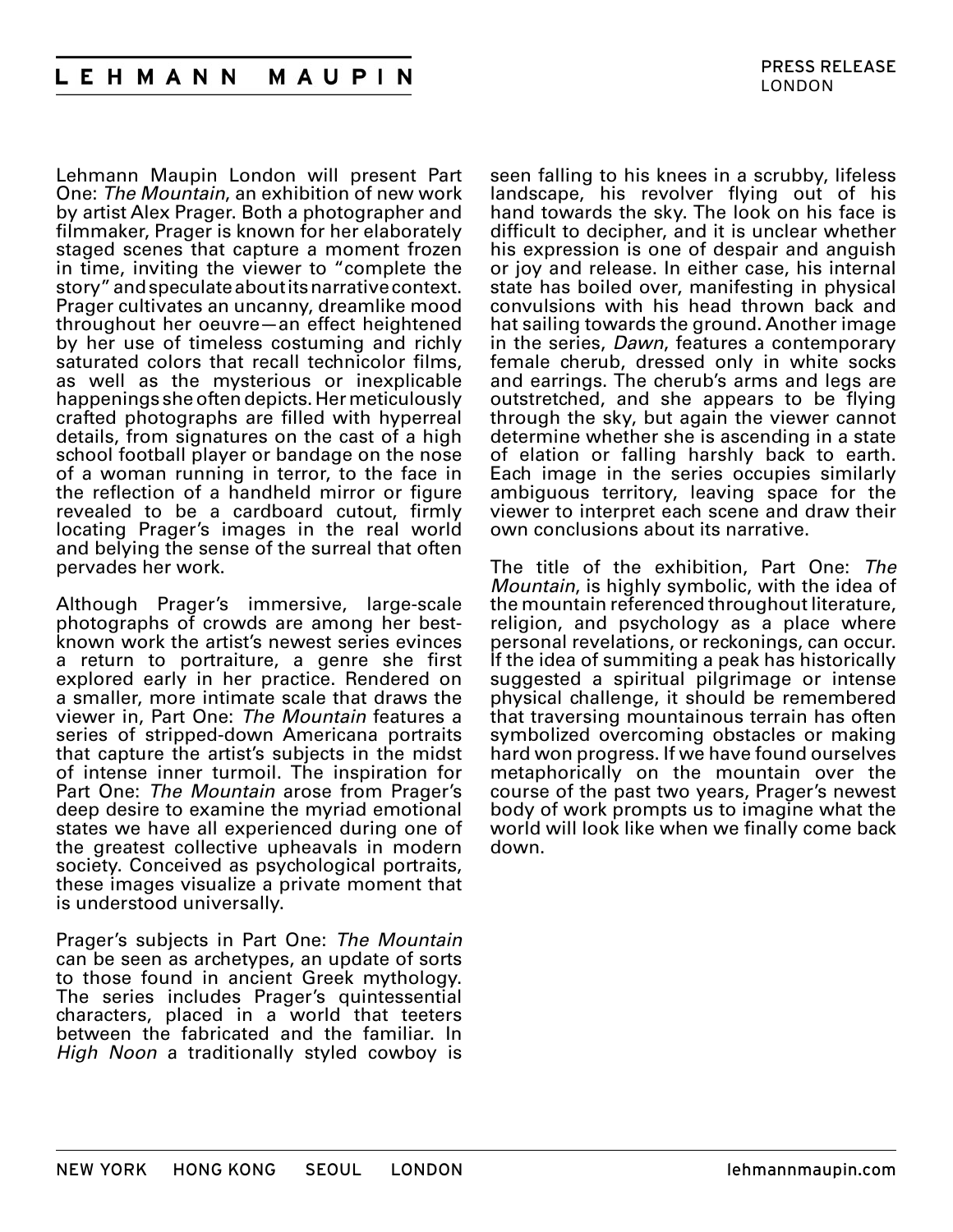Lehmann Maupin London will present Part One: *The Mountain*, an exhibition of new work by artist Alex Prager. Both a photographer and filmmaker, Prager is known for her elaborately staged scenes that capture a moment frozen in time, inviting the viewer to "complete the story" and speculate about its narrative context. Prager cultivates an uncanny, dreamlike mood throughout her oeuvre—an effect heightened by her use of timeless costuming and richly saturated colors that recall technicolor films, as well as the mysterious or inexplicable happenings she often depicts. Her meticulously crafted photographs are filled with hyperreal details, from signatures on the cast of a high school football player or bandage on the nose of a woman running in terror, to the face in the reflection of a handheld mirror or figure revealed to be a cardboard cutout, firmly locating Prager's images in the real world and belying the sense of the surreal that often pervades her work.

Although Prager's immersive, large-scale photographs of crowds are among her best-known work the artist's newest series evinces a return to portraiture, a genre she first explored early in her practice. Rendered on a smaller, more intimate scale that draws the viewer in, Part One: *The Mountain* features a series of stripped-down Americana portraits that capture the artist's subjects in the midst of intense inner turmoil. The inspiration for Part One: *The Mountain* arose from Prager's deep desire to examine the myriad emotional states we have all experienced during one of the greatest collective upheavals in modern society. Conceived as psychological portraits, these images visualize a private moment that is understood universally.

Prager's subjects in Part One: *The Mountain* can be seen as archetypes, an update of sorts to those found in ancient Greek mythology. The series includes Prager's quintessential characters, placed in a world that teeters between the fabricated and the familiar. In *High Noon* a traditionally styled cowboy is seen falling to his knees in a scrubby, lifeless landscape, his revolver flying out of his hand towards the sky. The look on his face is difficult to decipher, and it is unclear whether his expression is one of despair and anguish or joy and release. In either case, his internal state has boiled over, manifesting in physical convulsions with his head thrown back and hat sailing towards the ground. Another image in the series, *Dawn*, features a contemporary female cherub, dressed only in white socks and earrings. The cherub's arms and legs are outstretched, and she appears to be flying through the sky, but again the viewer cannot determine whether she is ascending in a state of elation or falling harshly back to earth. Each image in the series occupies similarly ambiguous territory, leaving space for the viewer to interpret each scene and draw their own conclusions about its narrative.

The title of the exhibition, Part One: *The Mountain*, is highly symbolic, with the idea of the mountain referenced throughout literature, religion, and psychology as a place where personal revelations, or reckonings, can occur. If the idea of summiting a peak has historically suggested a spiritual pilgrimage or intense physical challenge, it should be remembered that traversing mountainous terrain has often symbolized overcoming obstacles or making hard won progress. If we have found ourselves metaphorically on the mountain over the course of the past two years, Prager's newest body of work prompts us to imagine what the world will look like when we finally come back down.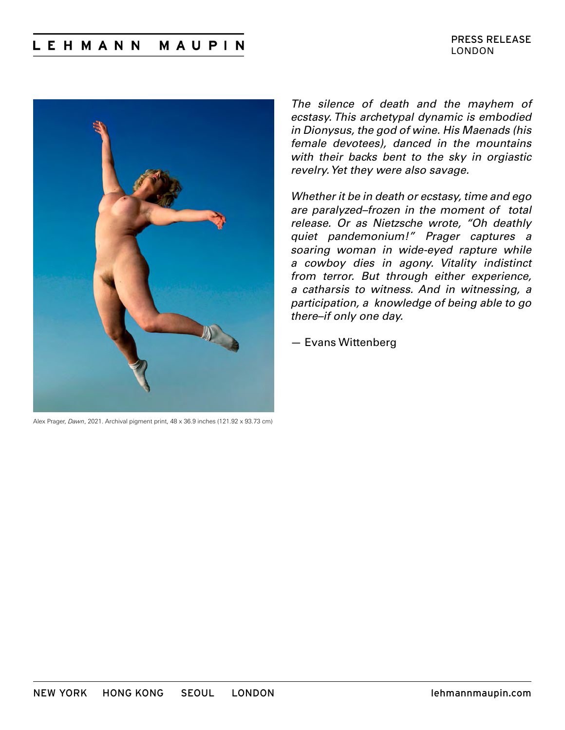Alex Prager, *Dawn*, 2021. Archival pigment print, 48 x 36.9 inches (121.92 x 93.73 cm)

*The silence of death and the mayhem of ecstasy. This archetypal dynamic is embodied in Dionysus, the god of wine. His Maenads (his female devotees), danced in the mountains with their backs bent to the sky in orgiastic revelry. Yet they were also savage.*

*Whether it be in death or ecstasy, time and ego are paralyzed–frozen in the moment of total release. Or as Nietzsche wrote, "Oh deathly quiet pandemonium!" Prager captures a soaring woman in wide-eyed rapture while a cowboy dies in agony. Vitality indistinct from terror. But through either experience, a catharsis to witness. And in witnessing, a participation, a knowledge of being able to go there–if only one day.*

— Evans Wittenberg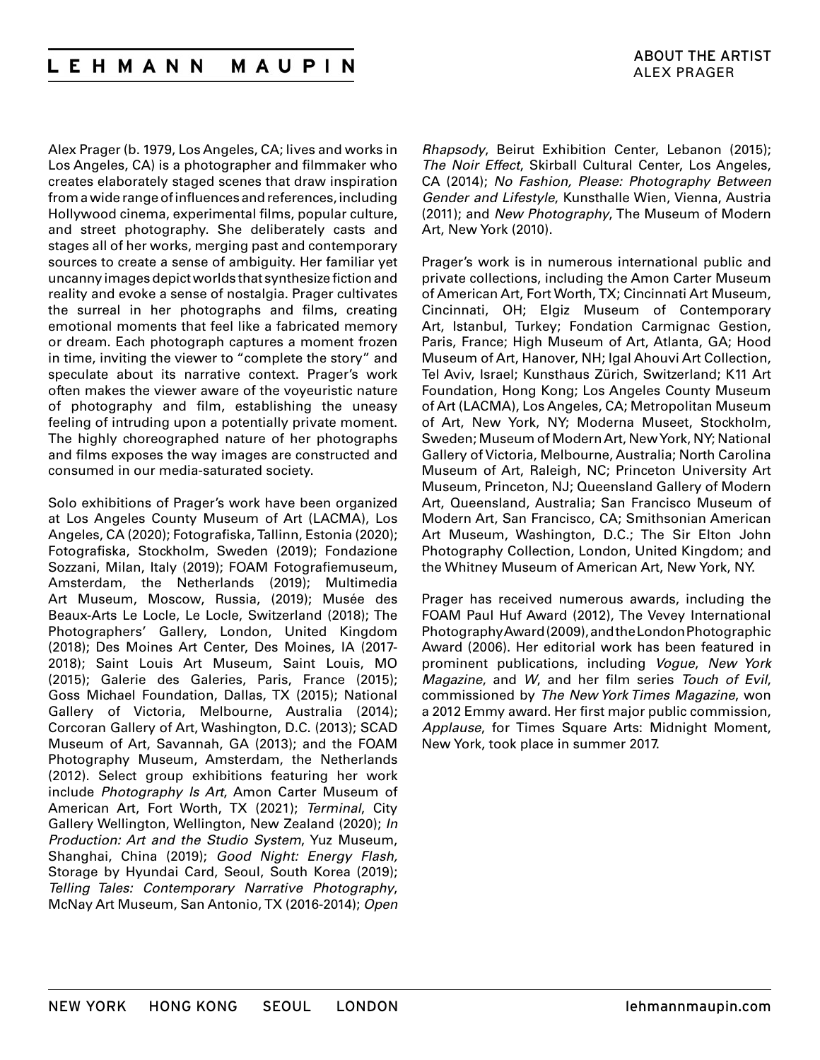## ABOUT THE ARTIST
ALEX PRAGER

Alex Prager (b. 1979, Los Angeles, CA; lives and works in Los Angeles, CA) is a photographer and filmmaker who creates elaborately staged scenes that draw inspiration from a wide range of influences and references, including Hollywood cinema, experimental films, popular culture, and street photography. She deliberately casts and stages all of her works, merging past and contemporary sources to create a sense of ambiguity. Her familiar yet uncanny images depict worlds that synthesize fiction and reality and evoke a sense of nostalgia. Prager cultivates the surreal in her photographs and films, creating emotional moments that feel like a fabricated memory or dream. Each photograph captures a moment frozen in time, inviting the viewer to "complete the story" and speculate about its narrative context. Prager's work often makes the viewer aware of the voyeuristic nature of photography and film, establishing the uneasy feeling of intruding upon a potentially private moment. The highly choreographed nature of her photographs and films exposes the way images are constructed and consumed in our media-saturated society.

Solo exhibitions of Prager's work have been organized at Los Angeles County Museum of Art (LACMA), Los Angeles, CA (2020); Fotografiska, Tallinn, Estonia (2020); Fotografiska, Stockholm, Sweden (2019); Fondazione Sozzani, Milan, Italy (2019); FOAM Fotografiemuseum, Amsterdam, the Netherlands (2019); Multimedia Art Museum, Moscow, Russia, (2019); Musée des Beaux-Arts Le Locle, Le Locle, Switzerland (2018); The Photographers' Gallery, London, United Kingdom (2018); Des Moines Art Center, Des Moines, IA (2017-2018); Saint Louis Art Museum, Saint Louis, MO (2015); Galerie des Galeries, Paris, France (2015); Goss Michael Foundation, Dallas, TX (2015); National Gallery of Victoria, Melbourne, Australia (2014); Corcoran Gallery of Art, Washington, D.C. (2013); SCAD Museum of Art, Savannah, GA (2013); and the FOAM Photography Museum, Amsterdam, the Netherlands (2012). Select group exhibitions featuring her work include *Photography Is Art*, Amon Carter Museum of American Art, Fort Worth, TX (2021); *Terminal*, City Gallery Wellington, Wellington, New Zealand (2020); *In Production: Art and the Studio System*, Yuz Museum, Shanghai, China (2019); *Good Night: Energy Flash,* Storage by Hyundai Card, Seoul, South Korea (2019); *Telling Tales: Contemporary Narrative Photography*, McNay Art Museum, San Antonio, TX (2016-2014); *Open Rhapsody*, Beirut Exhibition Center, Lebanon (2015); *The Noir Effect*, Skirball Cultural Center, Los Angeles, CA (2014); *No Fashion, Please: Photography Between Gender and Lifestyle*, Kunsthalle Wien, Vienna, Austria (2011); and *New Photography*, The Museum of Modern Art, New York (2010).

Prager's work is in numerous international public and private collections, including the Amon Carter Museum of American Art, Fort Worth, TX; Cincinnati Art Museum, Cincinnati, OH; Elgiz Museum of Contemporary Art, Istanbul, Turkey; Fondation Carmignac Gestion, Paris, France; High Museum of Art, Atlanta, GA; Hood Museum of Art, Hanover, NH; Igal Ahouvi Art Collection, Tel Aviv, Israel; Kunsthaus Zürich, Switzerland; K11 Art Foundation, Hong Kong; Los Angeles County Museum of Art (LACMA), Los Angeles, CA; Metropolitan Museum of Art, New York, NY; Moderna Museet, Stockholm, Sweden; Museum of Modern Art, New York, NY; National Gallery of Victoria, Melbourne, Australia; North Carolina Museum of Art, Raleigh, NC; Princeton University Art Museum, Princeton, NJ; Queensland Gallery of Modern Art, Queensland, Australia; San Francisco Museum of Modern Art, San Francisco, CA; Smithsonian American Art Museum, Washington, D.C.; The Sir Elton John Photography Collection, London, United Kingdom; and the Whitney Museum of American Art, New York, NY.

Prager has received numerous awards, including the FOAM Paul Huf Award (2012), The Vevey International Photography Award (2009), and the London Photographic Award (2006). Her editorial work has been featured in prominent publications, including *Vogue*, *New York Magazine*, and *W*, and her film series *Touch of Evil*, commissioned by *The New York Times Magazine*, won a 2012 Emmy award. Her first major public commission, *Applause*, for Times Square Arts: Midnight Moment, New York, took place in summer 2017.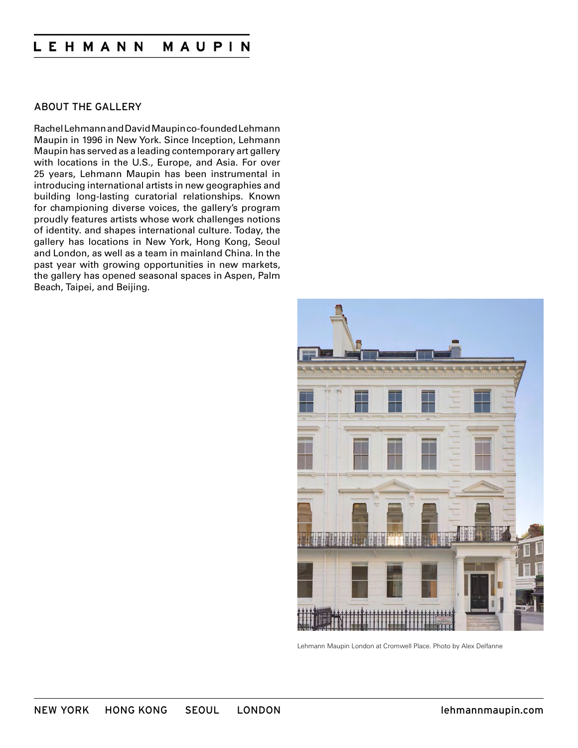## ABOUT THE GALLERY

Rachel Lehmann and David Maupin co-founded Lehmann Maupin in 1996 in New York. Since Inception, Lehmann Maupin has served as a leading contemporary art gallery with locations in the U.S., Europe, and Asia. For over 25 years, Lehmann Maupin has been instrumental in introducing international artists in new geographies and building long-lasting curatorial relationships. Known for championing diverse voices, the gallery's program proudly features artists whose work challenges notions of identity. and shapes international culture. Today, the gallery has locations in New York, Hong Kong, Seoul and London, as well as a team in mainland China. In the past year with growing opportunities in new markets, the gallery has opened seasonal spaces in Aspen, Palm Beach, Taipei, and Beijing.

Lehmann Maupin London at Cromwell Place. Photo by Alex Delfanne